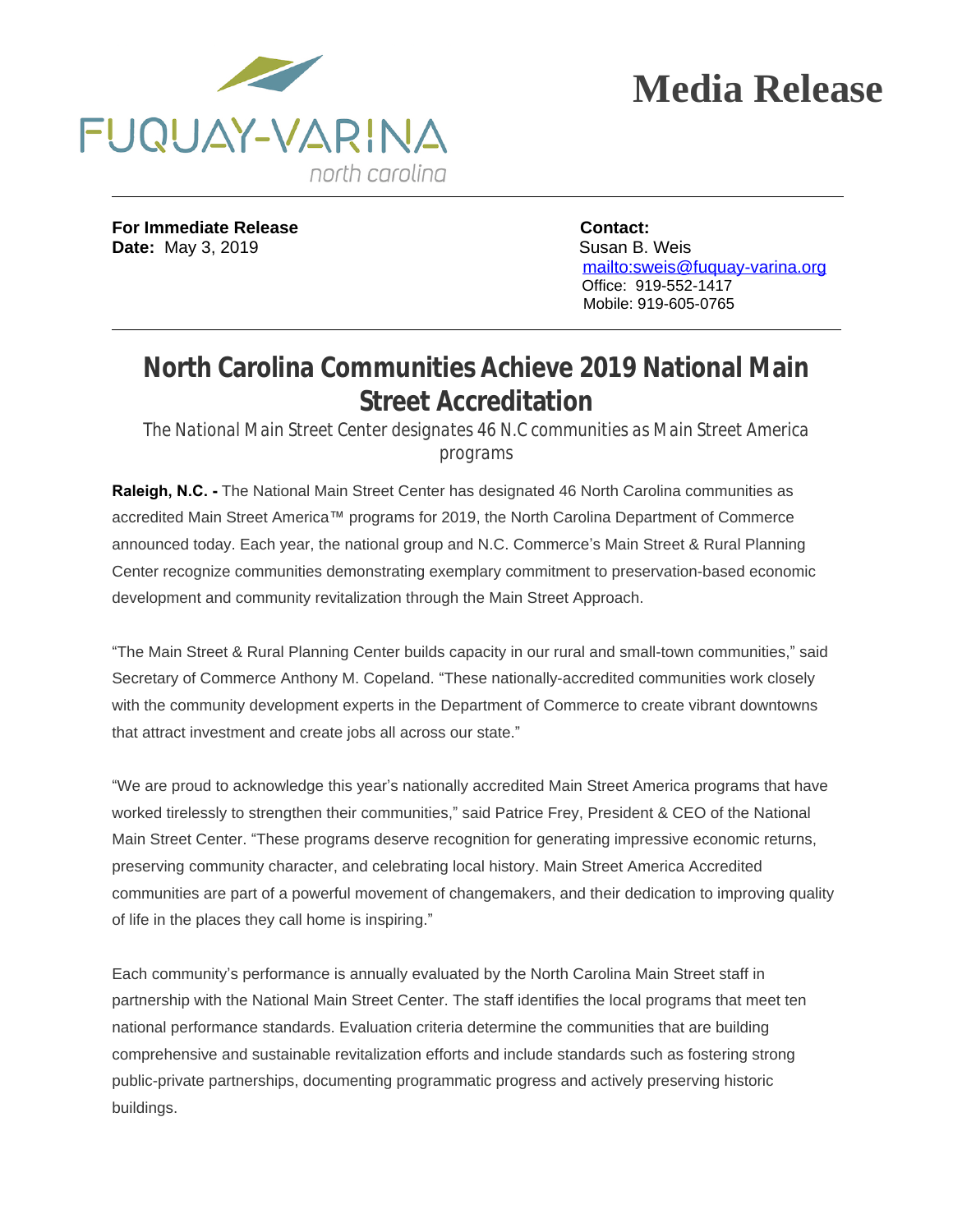FUQUAY-VARINA

north carolina

# Media Release

**For Immediate Release**
**Date:** May 3, 2019

**Contact:**
Susan B. Weis
mailto:sweis@fuquay-varina.org
Office: 919-552-1417
Mobile: 919-605-0765

## North Carolina Communities Achieve 2019 National Main Street Accreditation

*The National Main Street Center designates 46 N.C communities as Main Street America programs*

**Raleigh, N.C. -** The National Main Street Center has designated 46 North Carolina communities as accredited Main Street America™ programs for 2019, the North Carolina Department of Commerce announced today. Each year, the national group and N.C. Commerce's Main Street & Rural Planning Center recognize communities demonstrating exemplary commitment to preservation-based economic development and community revitalization through the Main Street Approach.

"The Main Street & Rural Planning Center builds capacity in our rural and small-town communities," said Secretary of Commerce Anthony M. Copeland. "These nationally-accredited communities work closely with the community development experts in the Department of Commerce to create vibrant downtowns that attract investment and create jobs all across our state."

"We are proud to acknowledge this year's nationally accredited Main Street America programs that have worked tirelessly to strengthen their communities," said Patrice Frey, President & CEO of the National Main Street Center. "These programs deserve recognition for generating impressive economic returns, preserving community character, and celebrating local history. Main Street America Accredited communities are part of a powerful movement of changemakers, and their dedication to improving quality of life in the places they call home is inspiring."

Each community's performance is annually evaluated by the North Carolina Main Street staff in partnership with the National Main Street Center. The staff identifies the local programs that meet ten national performance standards. Evaluation criteria determine the communities that are building comprehensive and sustainable revitalization efforts and include standards such as fostering strong public-private partnerships, documenting programmatic progress and actively preserving historic buildings.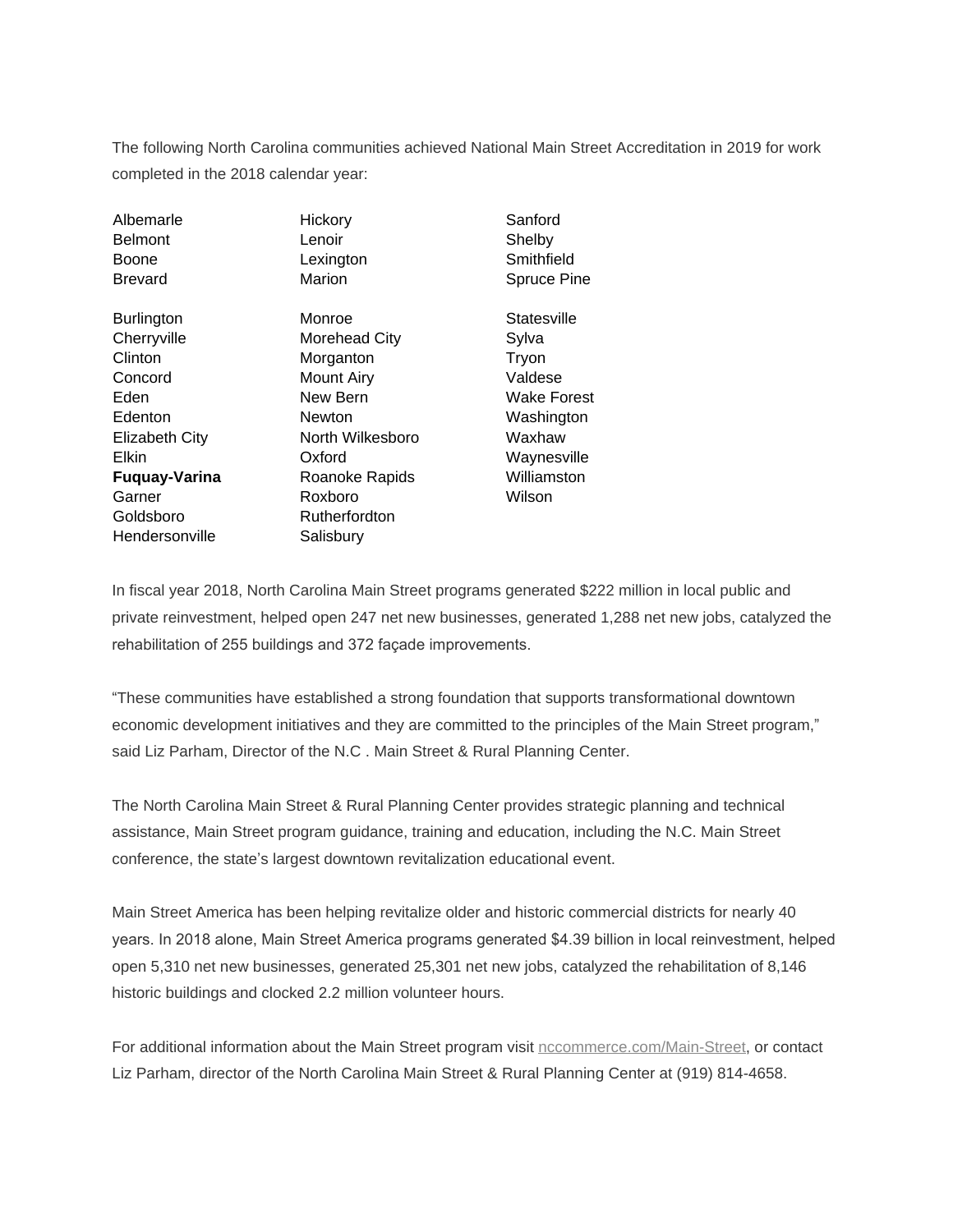The following North Carolina communities achieved National Main Street Accreditation in 2019 for work completed in the 2018 calendar year:

Albemarle
Belmont
Boone
Brevard

Burlington
Cherryville
Clinton
Concord
Eden
Edenton
Elizabeth City
Elkin
**Fuquay-Varina**
Garner
Goldsboro
Hendersonville

Hickory
Lenoir
Lexington
Marion

Monroe
Morehead City
Morganton
Mount Airy
New Bern
Newton
North Wilkesboro
Oxford
Roanoke Rapids
Roxboro
Rutherfordton
Salisbury

Sanford
Shelby
Smithfield
Spruce Pine

Statesville
Sylva
Tryon
Valdese
Wake Forest
Washington
Waxhaw
Waynesville
Williamston
Wilson

In fiscal year 2018, North Carolina Main Street programs generated $222 million in local public and private reinvestment, helped open 247 net new businesses, generated 1,288 net new jobs, catalyzed the rehabilitation of 255 buildings and 372 façade improvements.

“These communities have established a strong foundation that supports transformational downtown economic development initiatives and they are committed to the principles of the Main Street program,” said Liz Parham, Director of the N.C . Main Street & Rural Planning Center.

The North Carolina Main Street & Rural Planning Center provides strategic planning and technical assistance, Main Street program guidance, training and education, including the N.C. Main Street conference, the state’s largest downtown revitalization educational event.

Main Street America has been helping revitalize older and historic commercial districts for nearly 40 years. In 2018 alone, Main Street America programs generated $4.39 billion in local reinvestment, helped open 5,310 net new businesses, generated 25,301 net new jobs, catalyzed the rehabilitation of 8,146 historic buildings and clocked 2.2 million volunteer hours.

For additional information about the Main Street program visit nccommerce.com/Main-Street, or contact Liz Parham, director of the North Carolina Main Street & Rural Planning Center at (919) 814-4658.